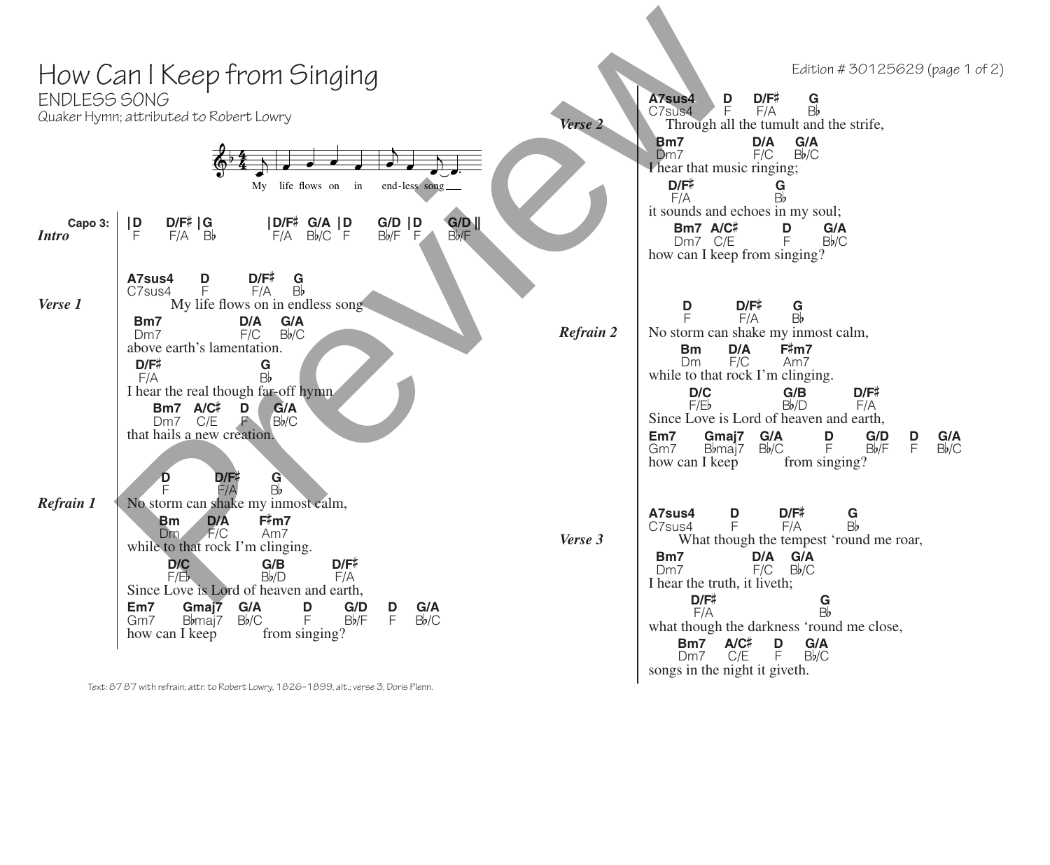# How Can I Keep from Singing

ENDLESS SONG

Quaker Hymn; attributed to Robert Lowry

Edition # 30125629

My life flows on in end-less song

**Capo 3:**

***Intro***

```
|D     D/F♯ |G          |D/F♯  G/A  |D     G/D  |D     G/D ||
 F     F/A   B♭           F/A   B♭/C  F     B♭/F  F     B♭/F
```

***Verse 1***

```
A7sus4     D         D/F♯   G
C7sus4     F         F/A    B♭
        My life flows on in endless song
 Bm7                  D/A   G/A
 Dm7                  F/C   B♭/C
above earth's lamentation.
 D/F♯                   G
 F/A                    B♭
I hear the real though far-off hymn
    Bm7  A/C♯   D    G/A
    Dm7  C/E    F    B♭/C
that hails a new creation.
```

***Refrain 1***

```
       D        D/F♯     G
       F        F/A      B♭
No storm can shake my inmost calm,
       Bm     D/A      F♯m7
       Dm     F/C      Am7
while to that rock I'm clinging.
         D/C          G/B         D/F♯
         F/E♭         B♭/D        F/A
Since Love is Lord of heaven and earth,
Em7     Gmaj7   G/A        D      G/D     D    G/A
Gm7     B♭maj7  B♭/C       F      B♭/F    F    B♭/C
how can I keep          from singing?
```

***Verse 2***

```
A7sus4     D      D/F♯      G
C7sus4     F      F/A       B♭
   Through all the tumult and the strife,
 Bm7              D/A   G/A
 Dm7              F/C   B♭/C
I hear that music ringing;
  D/F♯                  G
  F/A                   B♭
it sounds and echoes in my soul;
     Bm7  A/C♯         D      G/A
     Dm7  C/E          F      B♭/C
how can I keep from singing?
```

***Refrain 2***

```
     D         D/F♯     G
     F         F/A      B♭
No storm can shake my inmost calm,
       Bm     D/A      F♯m7
       Dm     F/C      Am7
while to that rock I'm clinging.
         D/C          G/B         D/F♯
         F/E♭         B♭/D        F/A
Since Love is Lord of heaven and earth,
Em7     Gmaj7   G/A        D      G/D     D    G/A
Gm7     B♭maj7  B♭/C       F      B♭/F    F    B♭/C
how can I keep          from singing?
```

***Verse 3***

```
A7sus4       D          D/F♯         G
C7sus4       F          F/A          B♭
    What though the tempest 'round me roar,
 Bm7               D/A   G/A
 Dm7               F/C   B♭/C
I hear the truth, it liveth;
      D/F♯                      G
      F/A                       B♭
what though the darkness 'round me close,
     Bm7   A/C♯   D    G/A
     Dm7   C/E    F    B♭/C
songs in the night it giveth.
```

Text: 87 87 with refrain; attr. to Robert Lowry, 1826–1899, alt.; verse 3, Doris Plenn.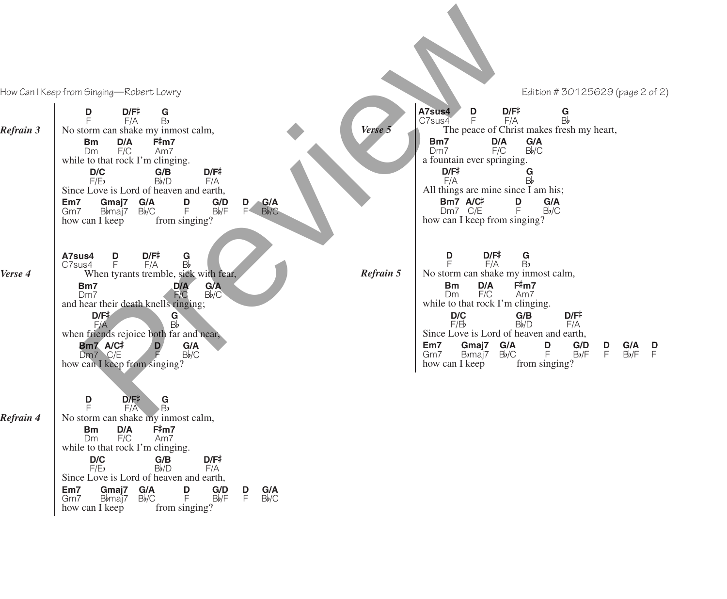**Refrain 3**

```
   D          D/F♯       G
   F          F/A        B♭
No storm can shake my inmost calm,
      Bm      D/A       F♯m7
      Dm      F/C       Am7
while to that rock I'm clinging.
       D/C                G/B          D/F♯
       F/E♭               B♭/D         F/A
Since Love is Lord of heaven and earth,
Em7     Gmaj7    G/A         D        G/D      D      G/A
Gm7     B♭maj7   B♭/C        F        B♭/F     F      B♭/C
how can I keep            from singing?
```

**Verse 4**

```
A7sus4       D         D/F♯       G
C7sus4       F         F/A        B♭
        When tyrants tremble, sick with fear,
     Bm7                        D/A      G/A
     Dm7                        F/C      B♭/C
and hear their death knells ringing;
       D/F♯                     G
       F/A                      B♭
when friends rejoice both far and near,
     Bm7  A/C♯          D       G/A
     Dm7  C/E           F       B♭/C
how can I keep from singing?
```

**Refrain 4**

```
   D          D/F♯       G
   F          F/A        B♭
No storm can shake my inmost calm,
      Bm      D/A       F♯m7
      Dm      F/C       Am7
while to that rock I'm clinging.
       D/C                G/B          D/F♯
       F/E♭               B♭/D         F/A
Since Love is Lord of heaven and earth,
Em7     Gmaj7    G/A         D        G/D      D      G/A
Gm7     B♭maj7   B♭/C        F        B♭/F     F      B♭/C
how can I keep            from singing?
```

**Verse 5**

```
A7sus4       D         D/F♯            G
C7sus4       F         F/A             B♭
        The peace of Christ makes fresh my heart,
  Bm7               D/A      G/A
  Dm7               F/C      B♭/C
a fountain ever springing.
     D/F♯                     G
     F/A                      B♭
All things are mine since I am his;
     Bm7  A/C♯          D       G/A
     Dm7  C/E           F       B♭/C
how can I keep from singing?
```

**Refrain 5**

```
   D          D/F♯       G
   F          F/A        B♭
No storm can shake my inmost calm,
      Bm      D/A       F♯m7
      Dm      F/C       Am7
while to that rock I'm clinging.
       D/C                G/B          D/F♯
       F/E♭               B♭/D         F/A
Since Love is Lord of heaven and earth,
Em7     Gmaj7    G/A         D        G/D      D      G/A     D
Gm7     B♭maj7   B♭/C        F        B♭/F     F      B♭/F    F
how can I keep            from singing?
```